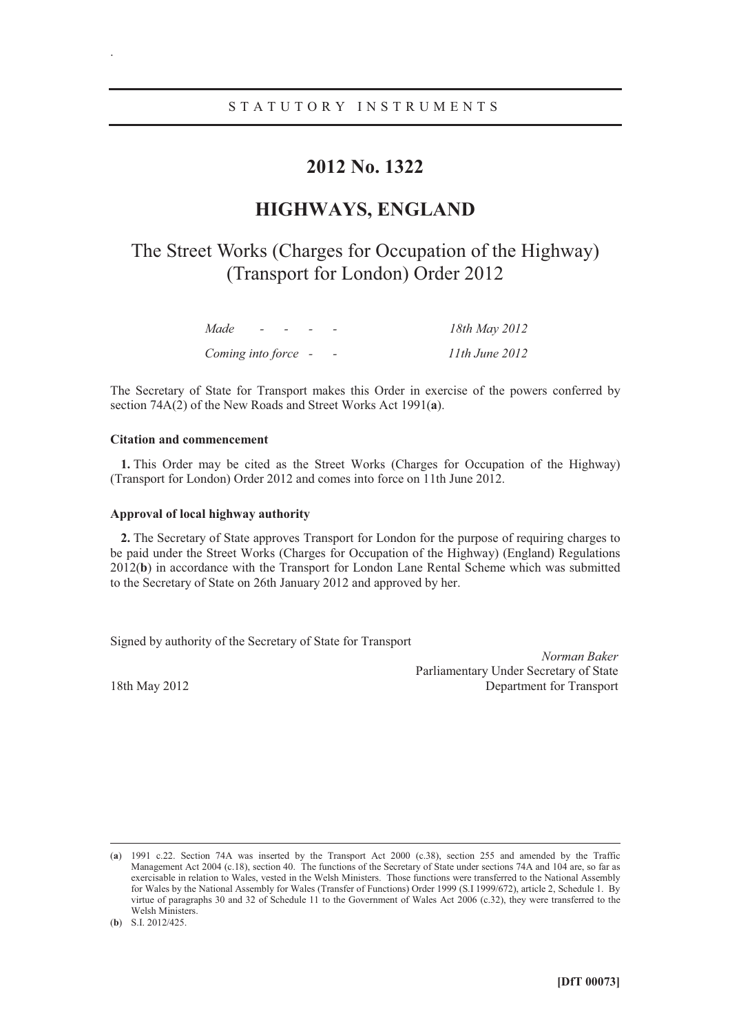STATUTORY INSTRUMENTS

# 2012 No. 1322

## HIGHWAYS, ENGLAND

The Street Works (Charges for Occupation of the Highway) (Transport for London) Order 2012

| | |
|---|---|
| *Made - - - -* | *18th May 2012* |
| *Coming into force - -* | *11th June 2012* |

The Secretary of State for Transport makes this Order in exercise of the powers conferred by section 74A(2) of the New Roads and Street Works Act 1991(**a**).

**Citation and commencement**

**1.** This Order may be cited as the Street Works (Charges for Occupation of the Highway) (Transport for London) Order 2012 and comes into force on 11th June 2012.

**Approval of local highway authority**

**2.** The Secretary of State approves Transport for London for the purpose of requiring charges to be paid under the Street Works (Charges for Occupation of the Highway) (England) Regulations 2012(**b**) in accordance with the Transport for London Lane Rental Scheme which was submitted to the Secretary of State on 26th January 2012 and approved by her.

Signed by authority of the Secretary of State for Transport

*Norman Baker*
Parliamentary Under Secretary of State
Department for Transport

18th May 2012

(**a**) 1991 c.22. Section 74A was inserted by the Transport Act 2000 (c.38), section 255 and amended by the Traffic Management Act 2004 (c.18), section 40. The functions of the Secretary of State under sections 74A and 104 are, so far as exercisable in relation to Wales, vested in the Welsh Ministers. Those functions were transferred to the National Assembly for Wales by the National Assembly for Wales (Transfer of Functions) Order 1999 (S.I 1999/672), article 2, Schedule 1. By virtue of paragraphs 30 and 32 of Schedule 11 to the Government of Wales Act 2006 (c.32), they were transferred to the Welsh Ministers.

(**b**) S.I. 2012/425.

**[DfT 00073]**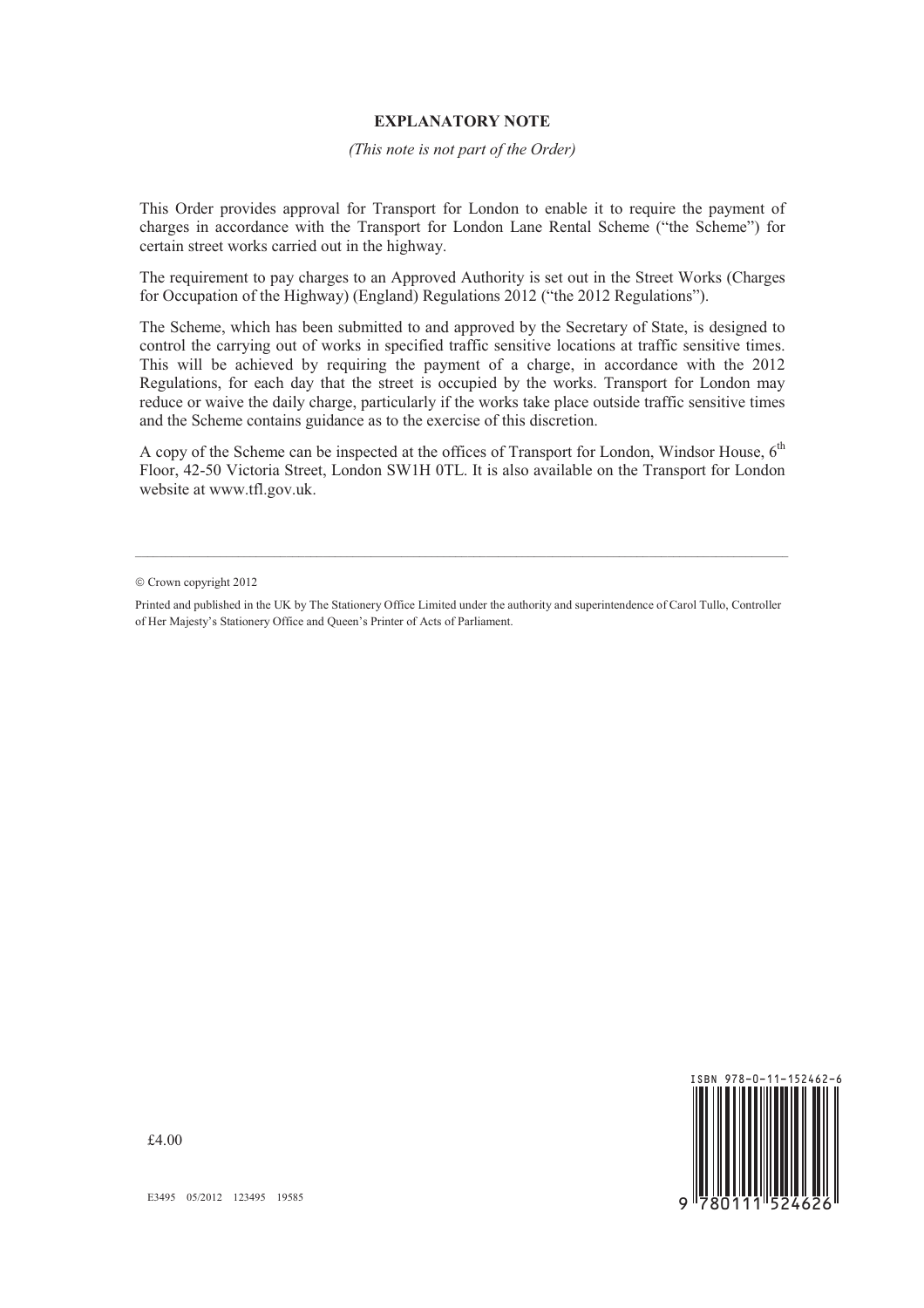## EXPLANATORY NOTE

*(This note is not part of the Order)*

This Order provides approval for Transport for London to enable it to require the payment of charges in accordance with the Transport for London Lane Rental Scheme ("the Scheme") for certain street works carried out in the highway.

The requirement to pay charges to an Approved Authority is set out in the Street Works (Charges for Occupation of the Highway) (England) Regulations 2012 ("the 2012 Regulations").

The Scheme, which has been submitted to and approved by the Secretary of State, is designed to control the carrying out of works in specified traffic sensitive locations at traffic sensitive times. This will be achieved by requiring the payment of a charge, in accordance with the 2012 Regulations, for each day that the street is occupied by the works. Transport for London may reduce or waive the daily charge, particularly if the works take place outside traffic sensitive times and the Scheme contains guidance as to the exercise of this discretion.

A copy of the Scheme can be inspected at the offices of Transport for London, Windsor House, 6th Floor, 42-50 Victoria Street, London SW1H 0TL. It is also available on the Transport for London website at www.tfl.gov.uk.

---

© Crown copyright 2012

Printed and published in the UK by The Stationery Office Limited under the authority and superintendence of Carol Tullo, Controller of Her Majesty's Stationery Office and Queen's Printer of Acts of Parliament.

ISBN 978-0-11-152462-6

£4.00

E3495 05/2012 123495 19585